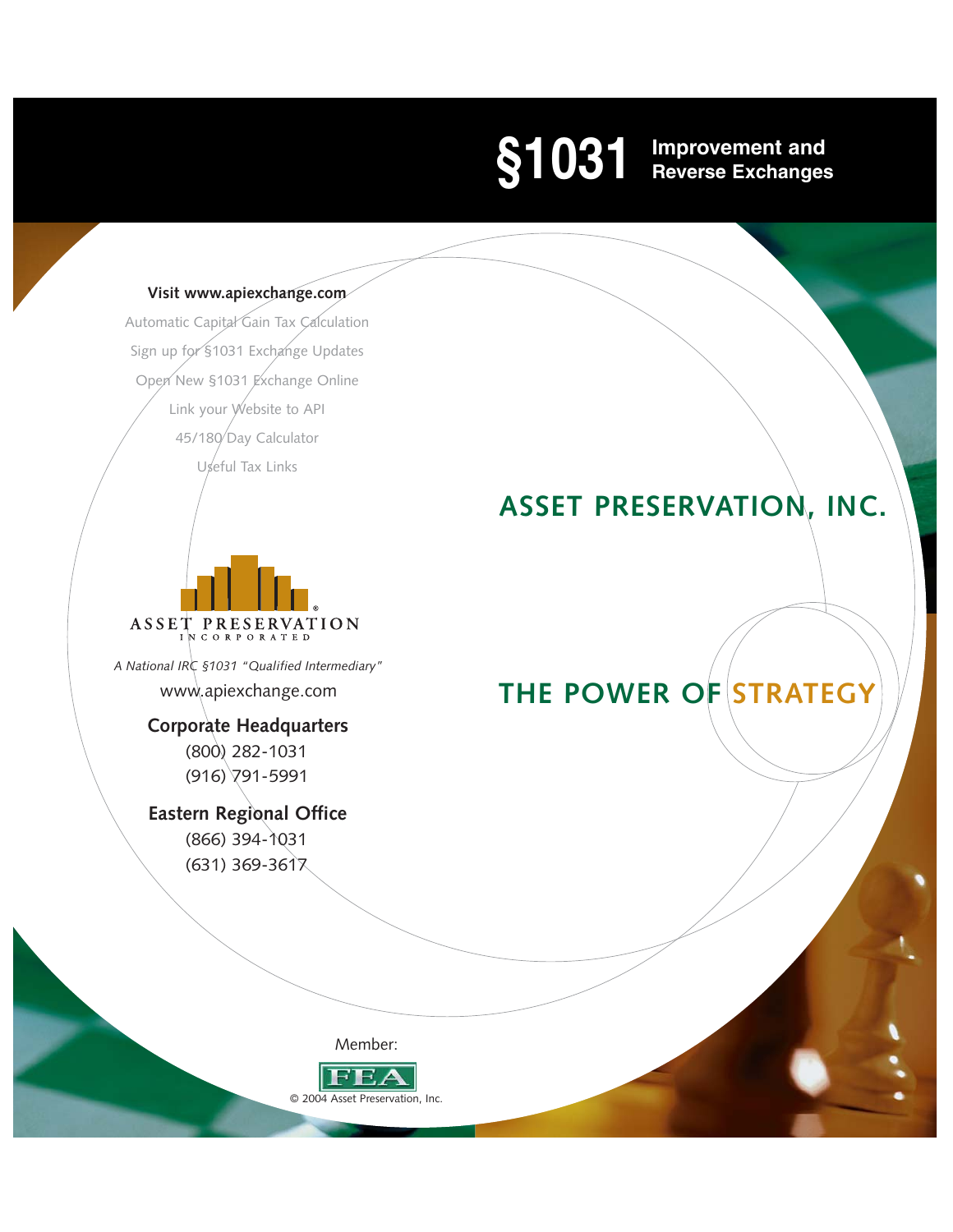# §1031 Improvement and Reverse Exchanges

**Visit www.apiexchange.com**

Automatic Capital Gain Tax Calculation

Sign up for §1031 Exchange Updates

Open New §1031 Exchange Online

Link your Website to API

45/180 Day Calculator

Useful Tax Links

## ASSET PRESERVATION, INC.

## THE POWER OF STRATEGY

ASSET PRESERVATION®
INCORPORATED

*A National IRC §1031 "Qualified Intermediary"*

www.apiexchange.com

**Corporate Headquarters**

(800) 282-1031

(916) 791-5991

**Eastern Regional Office**

(866) 394-1031

(631) 369-3617

Member:

FEA

© 2004 Asset Preservation, Inc.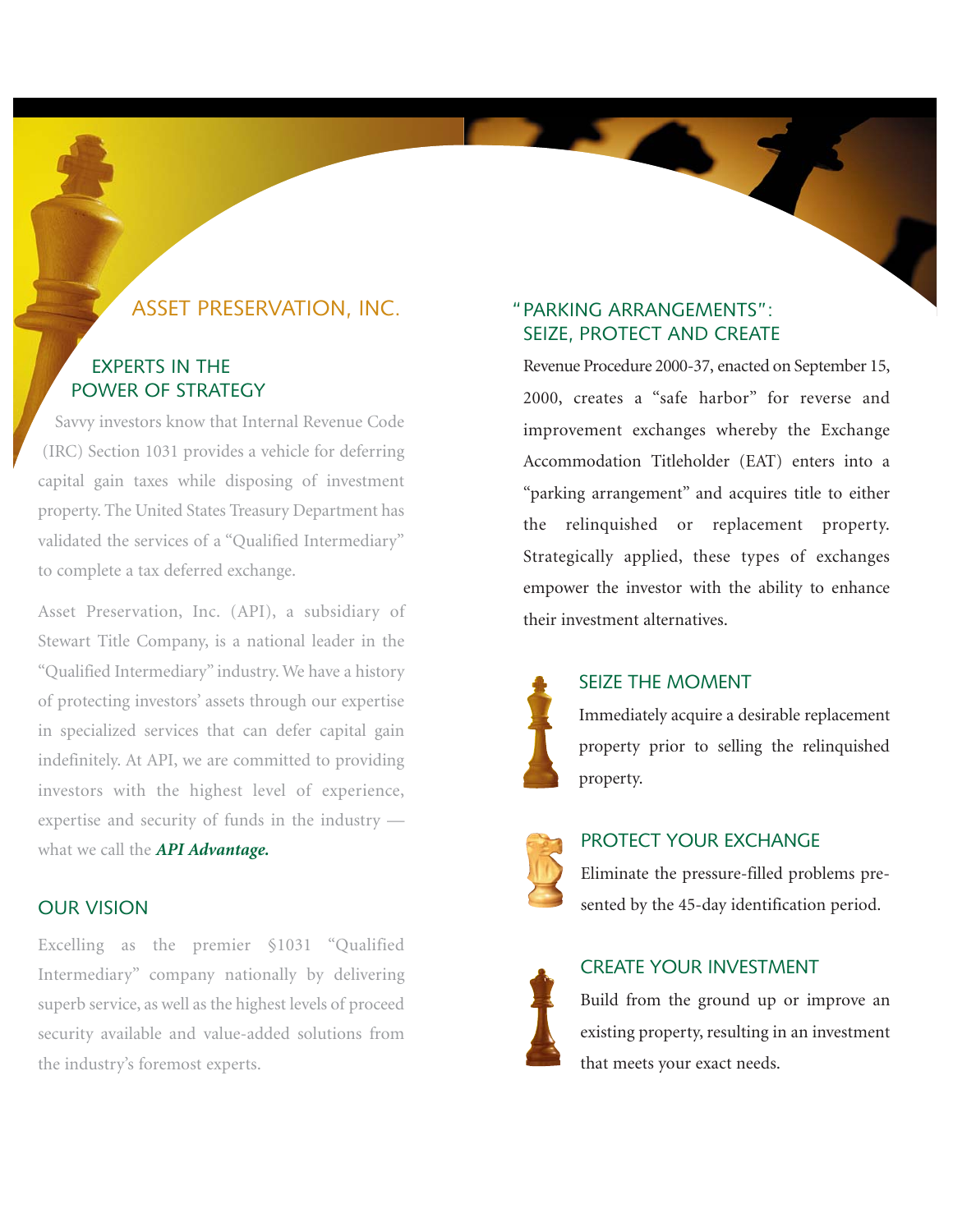# ASSET PRESERVATION, INC.

## EXPERTS IN THE POWER OF STRATEGY

Savvy investors know that Internal Revenue Code (IRC) Section 1031 provides a vehicle for deferring capital gain taxes while disposing of investment property. The United States Treasury Department has validated the services of a "Qualified Intermediary" to complete a tax deferred exchange.

Asset Preservation, Inc. (API), a subsidiary of Stewart Title Company, is a national leader in the "Qualified Intermediary" industry. We have a history of protecting investors' assets through our expertise in specialized services that can defer capital gain indefinitely. At API, we are committed to providing investors with the highest level of experience, expertise and security of funds in the industry — what we call the ***API Advantage.***

## OUR VISION

Excelling as the premier §1031 "Qualified Intermediary" company nationally by delivering superb service, as well as the highest levels of proceed security available and value-added solutions from the industry's foremost experts.

## "PARKING ARRANGEMENTS": SEIZE, PROTECT AND CREATE

Revenue Procedure 2000-37, enacted on September 15, 2000, creates a "safe harbor" for reverse and improvement exchanges whereby the Exchange Accommodation Titleholder (EAT) enters into a "parking arrangement" and acquires title to either the relinquished or replacement property. Strategically applied, these types of exchanges empower the investor with the ability to enhance their investment alternatives.

### SEIZE THE MOMENT

Immediately acquire a desirable replacement property prior to selling the relinquished property.

### PROTECT YOUR EXCHANGE

Eliminate the pressure-filled problems presented by the 45-day identification period.

### CREATE YOUR INVESTMENT

Build from the ground up or improve an existing property, resulting in an investment that meets your exact needs.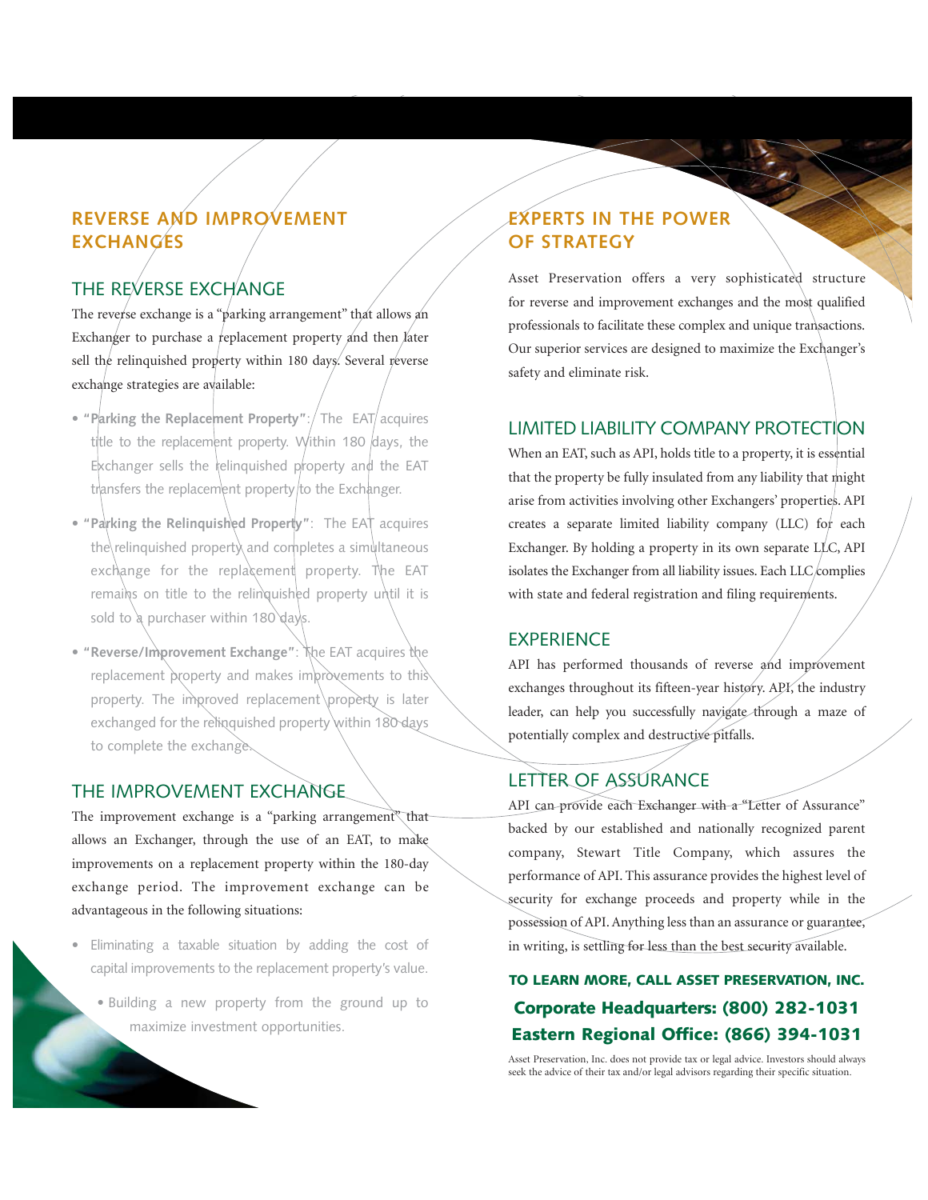## REVERSE AND IMPROVEMENT EXCHANGES

### THE REVERSE EXCHANGE

The reverse exchange is a "parking arrangement" that allows an Exchanger to purchase a replacement property and then later sell the relinquished property within 180 days. Several reverse exchange strategies are available:

- **"Parking the Replacement Property"**: The EAT acquires title to the replacement property. Within 180 days, the Exchanger sells the relinquished property and the EAT transfers the replacement property to the Exchanger.
- **"Parking the Relinquished Property"**: The EAT acquires the relinquished property and completes a simultaneous exchange for the replacement property. The EAT remains on title to the relinquished property until it is sold to a purchaser within 180 days.
- **"Reverse/Improvement Exchange"**: The EAT acquires the replacement property and makes improvements to this property. The improved replacement property is later exchanged for the relinquished property within 180 days to complete the exchange.

### THE IMPROVEMENT EXCHANGE

The improvement exchange is a "parking arrangement" that allows an Exchanger, through the use of an EAT, to make improvements on a replacement property within the 180-day exchange period. The improvement exchange can be advantageous in the following situations:

- Eliminating a taxable situation by adding the cost of capital improvements to the replacement property's value.
- Building a new property from the ground up to maximize investment opportunities.

## EXPERTS IN THE POWER OF STRATEGY

Asset Preservation offers a very sophisticated structure for reverse and improvement exchanges and the most qualified professionals to facilitate these complex and unique transactions. Our superior services are designed to maximize the Exchanger's safety and eliminate risk.

### LIMITED LIABILITY COMPANY PROTECTION

When an EAT, such as API, holds title to a property, it is essential that the property be fully insulated from any liability that might arise from activities involving other Exchangers' properties. API creates a separate limited liability company (LLC) for each Exchanger. By holding a property in its own separate LLC, API isolates the Exchanger from all liability issues. Each LLC complies with state and federal registration and filing requirements.

### EXPERIENCE

API has performed thousands of reverse and improvement exchanges throughout its fifteen-year history. API, the industry leader, can help you successfully navigate through a maze of potentially complex and destructive pitfalls.

### LETTER OF ASSURANCE

API can provide each Exchanger with a "Letter of Assurance" backed by our established and nationally recognized parent company, Stewart Title Company, which assures the performance of API. This assurance provides the highest level of security for exchange proceeds and property while in the possession of API. Anything less than an assurance or guarantee, in writing, is settling for less than the best security available.

**TO LEARN MORE, CALL ASSET PRESERVATION, INC.**

**Corporate Headquarters: (800) 282-1031**

**Eastern Regional Office: (866) 394-1031**

Asset Preservation, Inc. does not provide tax or legal advice. Investors should always seek the advice of their tax and/or legal advisors regarding their specific situation.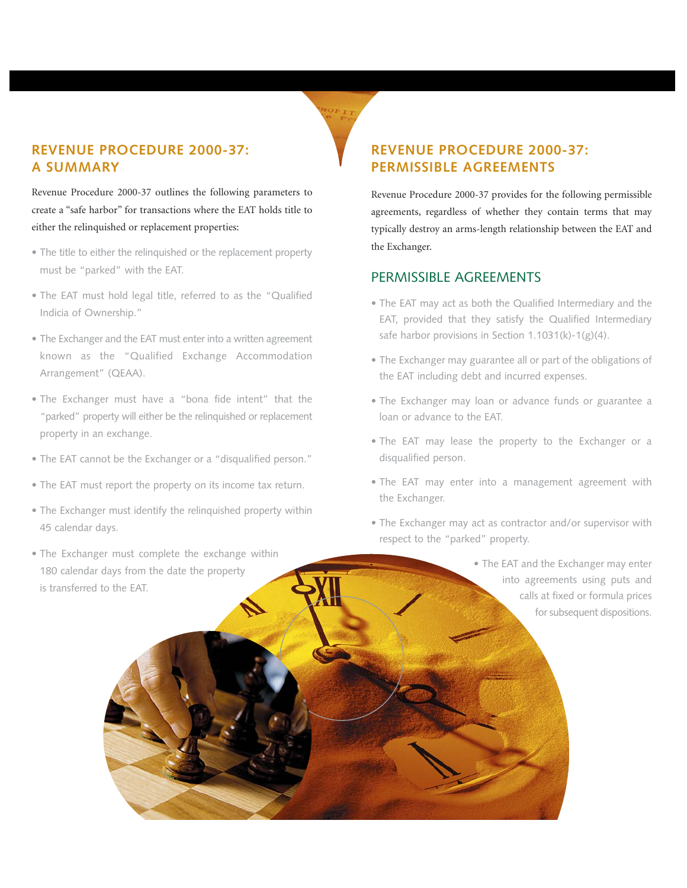## REVENUE PROCEDURE 2000-37: A SUMMARY

Revenue Procedure 2000-37 outlines the following parameters to create a "safe harbor" for transactions where the EAT holds title to either the relinquished or replacement properties:

- The title to either the relinquished or the replacement property must be "parked" with the EAT.
- The EAT must hold legal title, referred to as the "Qualified Indicia of Ownership."
- The Exchanger and the EAT must enter into a written agreement known as the "Qualified Exchange Accommodation Arrangement" (QEAA).
- The Exchanger must have a "bona fide intent" that the "parked" property will either be the relinquished or replacement property in an exchange.
- The EAT cannot be the Exchanger or a "disqualified person."
- The EAT must report the property on its income tax return.
- The Exchanger must identify the relinquished property within 45 calendar days.
- The Exchanger must complete the exchange within 180 calendar days from the date the property is transferred to the EAT.

## REVENUE PROCEDURE 2000-37: PERMISSIBLE AGREEMENTS

Revenue Procedure 2000-37 provides for the following permissible agreements, regardless of whether they contain terms that may typically destroy an arms-length relationship between the EAT and the Exchanger.

### PERMISSIBLE AGREEMENTS

- The EAT may act as both the Qualified Intermediary and the EAT, provided that they satisfy the Qualified Intermediary safe harbor provisions in Section 1.1031(k)-1(g)(4).
- The Exchanger may guarantee all or part of the obligations of the EAT including debt and incurred expenses.
- The Exchanger may loan or advance funds or guarantee a loan or advance to the EAT.
- The EAT may lease the property to the Exchanger or a disqualified person.
- The EAT may enter into a management agreement with the Exchanger.
- The Exchanger may act as contractor and/or supervisor with respect to the "parked" property.
- The EAT and the Exchanger may enter into agreements using puts and calls at fixed or formula prices for subsequent dispositions.